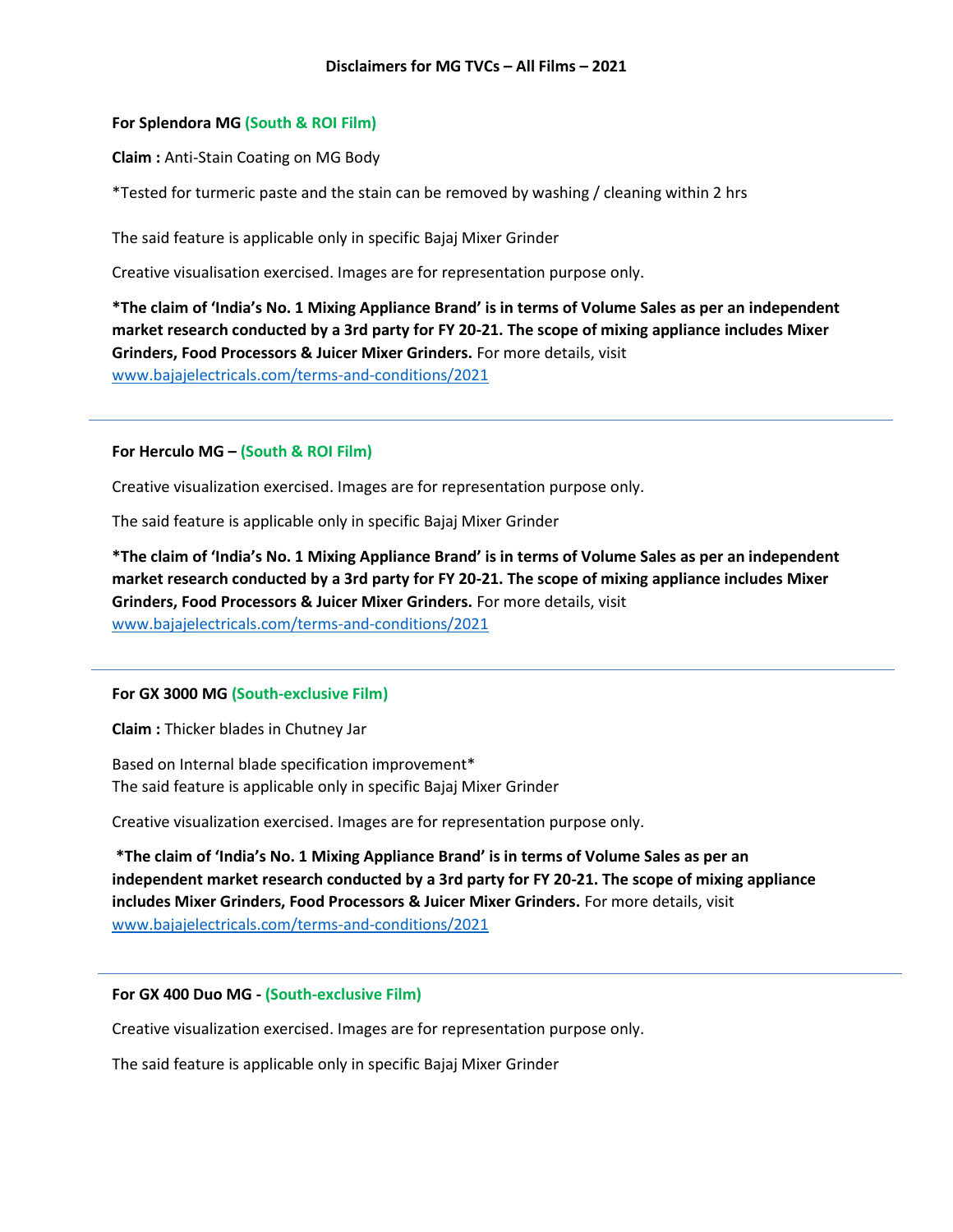# Disclaimers for MG TVCs – All Films – 2021

**For Splendora MG (South & ROI Film)**

**Claim :** Anti-Stain Coating on MG Body

*Tested for turmeric paste and the stain can be removed by washing / cleaning within 2 hrs

The said feature is applicable only in specific Bajaj Mixer Grinder

Creative visualisation exercised. Images are for representation purpose only.

**\*The claim of 'India's No. 1 Mixing Appliance Brand' is in terms of Volume Sales as per an independent market research conducted by a 3rd party for FY 20-21. The scope of mixing appliance includes Mixer Grinders, Food Processors & Juicer Mixer Grinders.** For more details, visit [www.bajajelectricals.com/terms-and-conditions/2021](www.bajajelectricals.com/terms-and-conditions/2021)

---

**For Herculo MG – (South & ROI Film)**

Creative visualization exercised. Images are for representation purpose only.

The said feature is applicable only in specific Bajaj Mixer Grinder

**\*The claim of 'India's No. 1 Mixing Appliance Brand' is in terms of Volume Sales as per an independent market research conducted by a 3rd party for FY 20-21. The scope of mixing appliance includes Mixer Grinders, Food Processors & Juicer Mixer Grinders.** For more details, visit [www.bajajelectricals.com/terms-and-conditions/2021](www.bajajelectricals.com/terms-and-conditions/2021)

---

**For GX 3000 MG (South-exclusive Film)**

**Claim :** Thicker blades in Chutney Jar

Based on Internal blade specification improvement*
The said feature is applicable only in specific Bajaj Mixer Grinder

Creative visualization exercised. Images are for representation purpose only.

**\*The claim of 'India's No. 1 Mixing Appliance Brand' is in terms of Volume Sales as per an independent market research conducted by a 3rd party for FY 20-21. The scope of mixing appliance includes Mixer Grinders, Food Processors & Juicer Mixer Grinders.** For more details, visit [www.bajajelectricals.com/terms-and-conditions/2021](www.bajajelectricals.com/terms-and-conditions/2021)

---

**For GX 400 Duo MG - (South-exclusive Film)**

Creative visualization exercised. Images are for representation purpose only.

The said feature is applicable only in specific Bajaj Mixer Grinder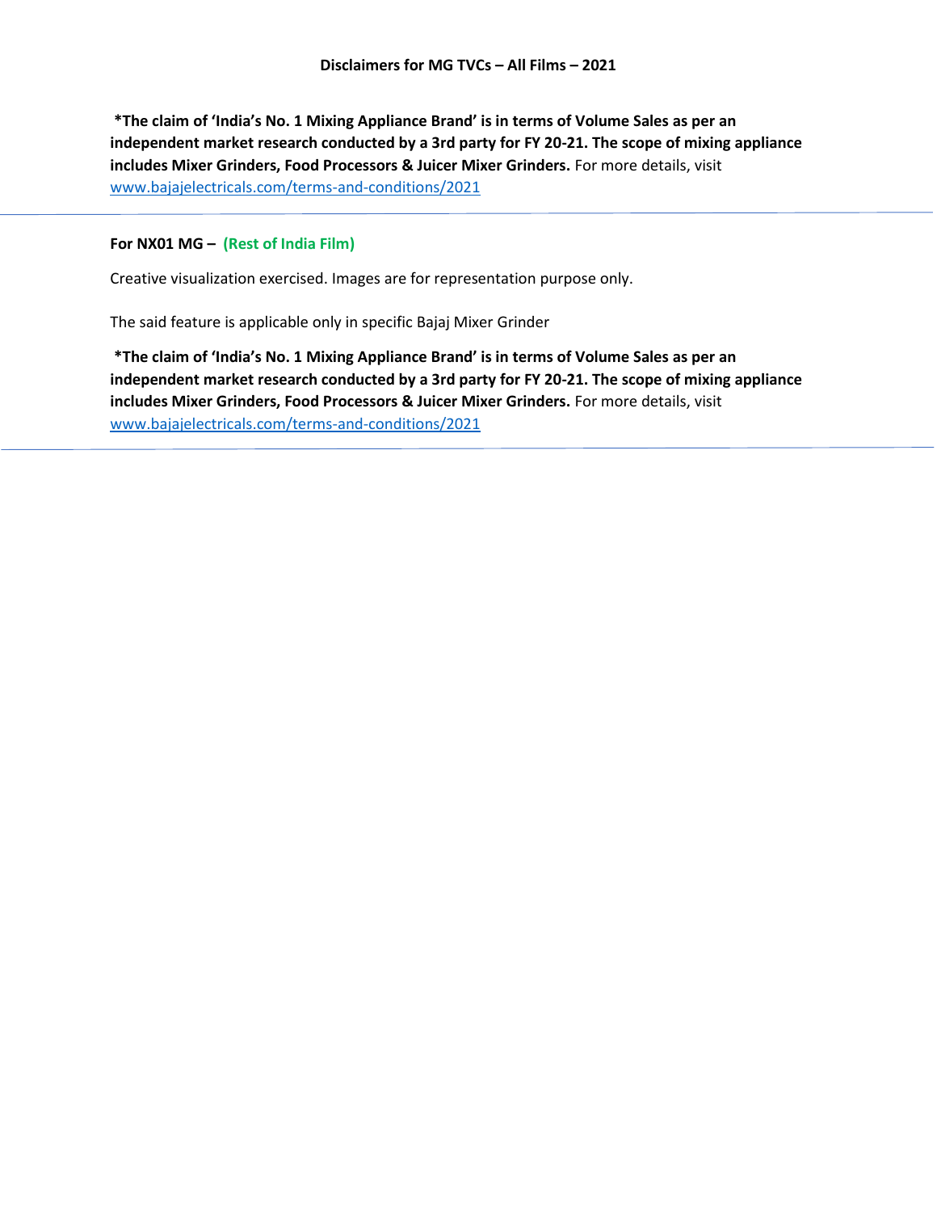**Disclaimers for MG TVCs – All Films – 2021**

**\*The claim of 'India's No. 1 Mixing Appliance Brand' is in terms of Volume Sales as per an independent market research conducted by a 3rd party for FY 20-21. The scope of mixing appliance includes Mixer Grinders, Food Processors & Juicer Mixer Grinders.** For more details, visit [www.bajajelectricals.com/terms-and-conditions/2021](http://www.bajajelectricals.com/terms-and-conditions/2021)

---

**For NX01 MG – (Rest of India Film)**

Creative visualization exercised. Images are for representation purpose only.

The said feature is applicable only in specific Bajaj Mixer Grinder

**\*The claim of 'India's No. 1 Mixing Appliance Brand' is in terms of Volume Sales as per an independent market research conducted by a 3rd party for FY 20-21. The scope of mixing appliance includes Mixer Grinders, Food Processors & Juicer Mixer Grinders.** For more details, visit [www.bajajelectricals.com/terms-and-conditions/2021](http://www.bajajelectricals.com/terms-and-conditions/2021)

---